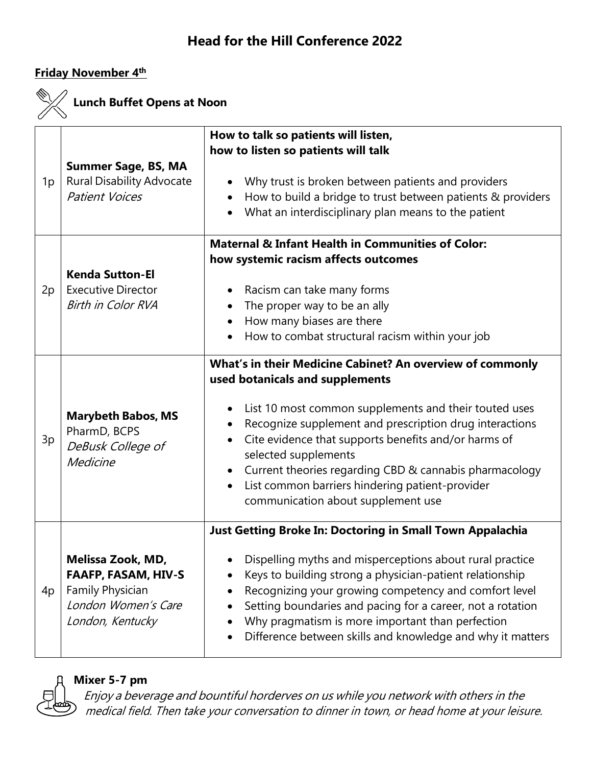# Head for the Hill Conference 2022

**Friday November 4th**

**Lunch Buffet Opens at Noon**

| | | |
|---|---|---|
| 1p | **Summer Sage, BS, MA**<br>Rural Disability Advocate<br>*Patient Voices* | **How to talk so patients will listen, how to listen so patients will talk**<br>• Why trust is broken between patients and providers<br>• How to build a bridge to trust between patients & providers<br>• What an interdisciplinary plan means to the patient |
| 2p | **Kenda Sutton-El**<br>Executive Director<br>*Birth in Color RVA* | **Maternal & Infant Health in Communities of Color: how systemic racism affects outcomes**<br>• Racism can take many forms<br>• The proper way to be an ally<br>• How many biases are there<br>• How to combat structural racism within your job |
| 3p | **Marybeth Babos, MS**<br>PharmD, BCPS<br>*DeBusk College of Medicine* | **What's in their Medicine Cabinet? An overview of commonly used botanicals and supplements**<br>• List 10 most common supplements and their touted uses<br>• Recognize supplement and prescription drug interactions<br>• Cite evidence that supports benefits and/or harms of selected supplements<br>• Current theories regarding CBD & cannabis pharmacology<br>• List common barriers hindering patient-provider communication about supplement use |
| 4p | **Melissa Zook, MD, FAAFP, FASAM, HIV-S**<br>Family Physician<br>*London Women's Care*<br>*London, Kentucky* | **Just Getting Broke In: Doctoring in Small Town Appalachia**<br>• Dispelling myths and misperceptions about rural practice<br>• Keys to building strong a physician-patient relationship<br>• Recognizing your growing competency and comfort level<br>• Setting boundaries and pacing for a career, not a rotation<br>• Why pragmatism is more important than perfection<br>• Difference between skills and knowledge and why it matters |

**Mixer 5-7 pm**

*Enjoy a beverage and bountiful horderves on us while you network with others in the medical field. Then take your conversation to dinner in town, or head home at your leisure.*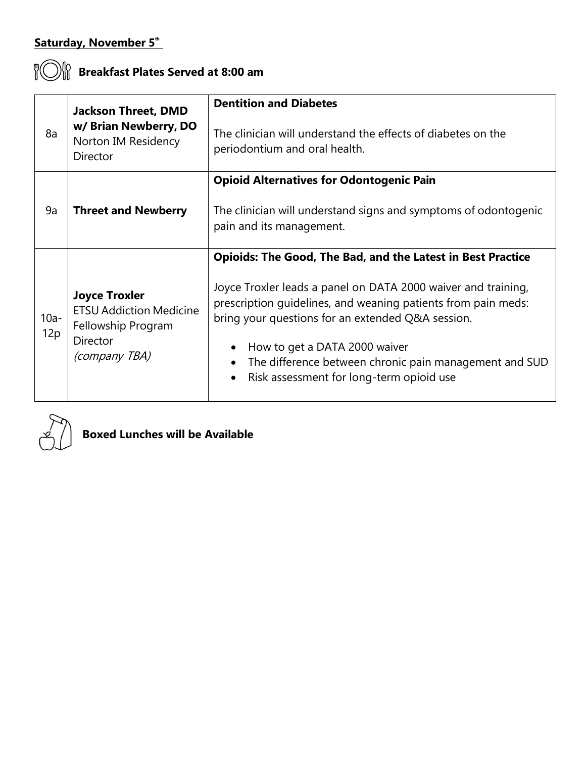**Saturday, November 5th**

**Breakfast Plates Served at 8:00 am**

| | | |
|---|---|---|
| 8a | **Jackson Threet, DMD w/ Brian Newberry, DO** Norton IM Residency Director | **Dentition and Diabetes**<br><br>The clinician will understand the effects of diabetes on the periodontium and oral health. |
| 9a | **Threet and Newberry** | **Opioid Alternatives for Odontogenic Pain**<br><br>The clinician will understand signs and symptoms of odontogenic pain and its management. |
| 10a-12p | **Joyce Troxler** ETSU Addiction Medicine Fellowship Program Director *(company TBA)* | **Opioids: The Good, The Bad, and the Latest in Best Practice**<br><br>Joyce Troxler leads a panel on DATA 2000 waiver and training, prescription guidelines, and weaning patients from pain meds: bring your questions for an extended Q&A session.<br><br>• How to get a DATA 2000 waiver<br>• The difference between chronic pain management and SUD<br>• Risk assessment for long-term opioid use |

**Boxed Lunches will be Available**